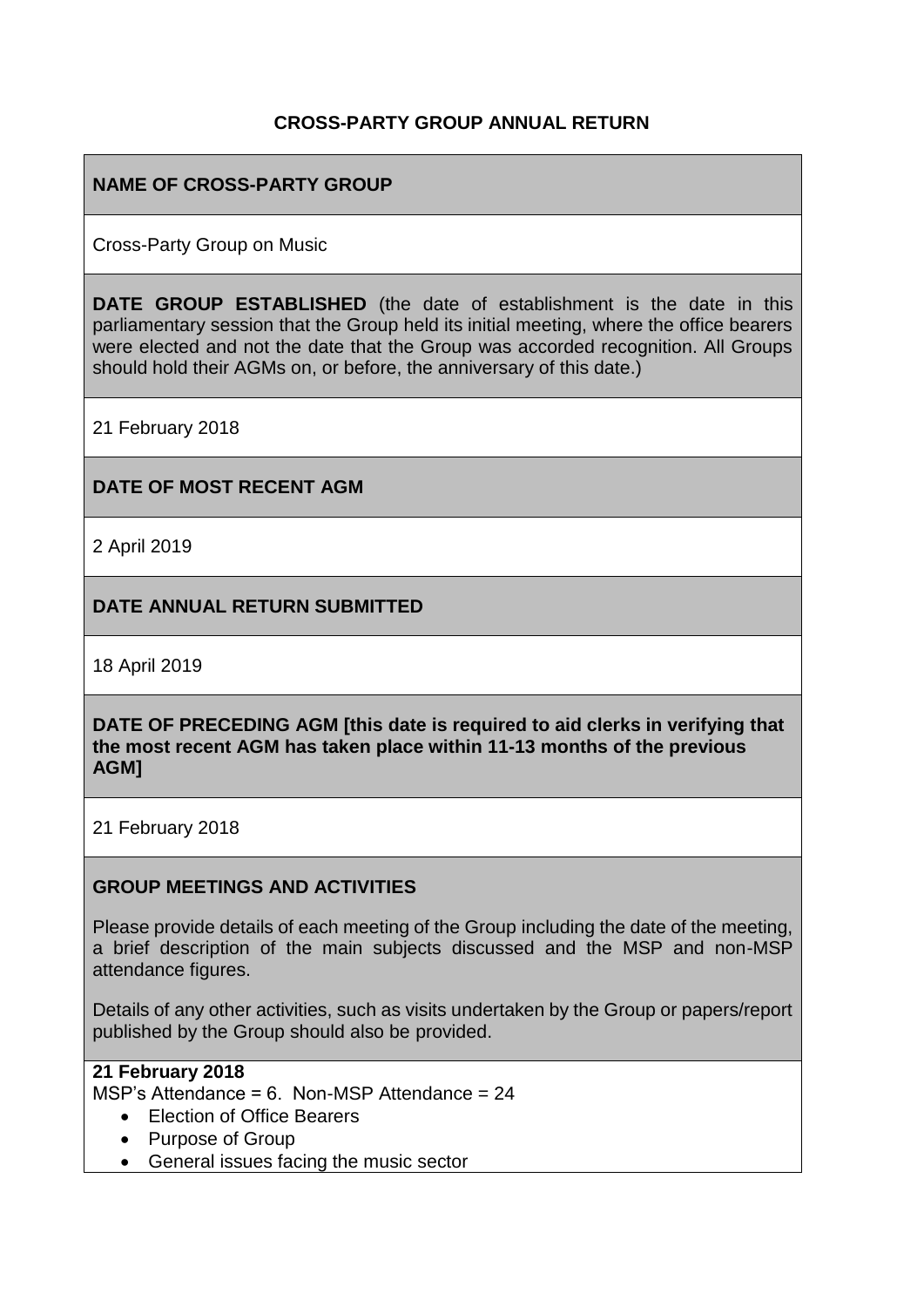# CROSS-PARTY GROUP ANNUAL RETURN

## NAME OF CROSS-PARTY GROUP

Cross-Party Group on Music

## DATE GROUP ESTABLISHED

**DATE GROUP ESTABLISHED** (the date of establishment is the date in this parliamentary session that the Group held its initial meeting, where the office bearers were elected and not the date that the Group was accorded recognition. All Groups should hold their AGMs on, or before, the anniversary of this date.)

21 February 2018

## DATE OF MOST RECENT AGM

2 April 2019

## DATE ANNUAL RETURN SUBMITTED

18 April 2019

## DATE OF PRECEDING AGM

**DATE OF PRECEDING AGM [this date is required to aid clerks in verifying that the most recent AGM has taken place within 11-13 months of the previous AGM]**

21 February 2018

## GROUP MEETINGS AND ACTIVITIES

Please provide details of each meeting of the Group including the date of the meeting, a brief description of the main subjects discussed and the MSP and non-MSP attendance figures.

Details of any other activities, such as visits undertaken by the Group or papers/report published by the Group should also be provided.

**21 February 2018**

MSP's Attendance = 6. Non-MSP Attendance = 24

- Election of Office Bearers
- Purpose of Group
- General issues facing the music sector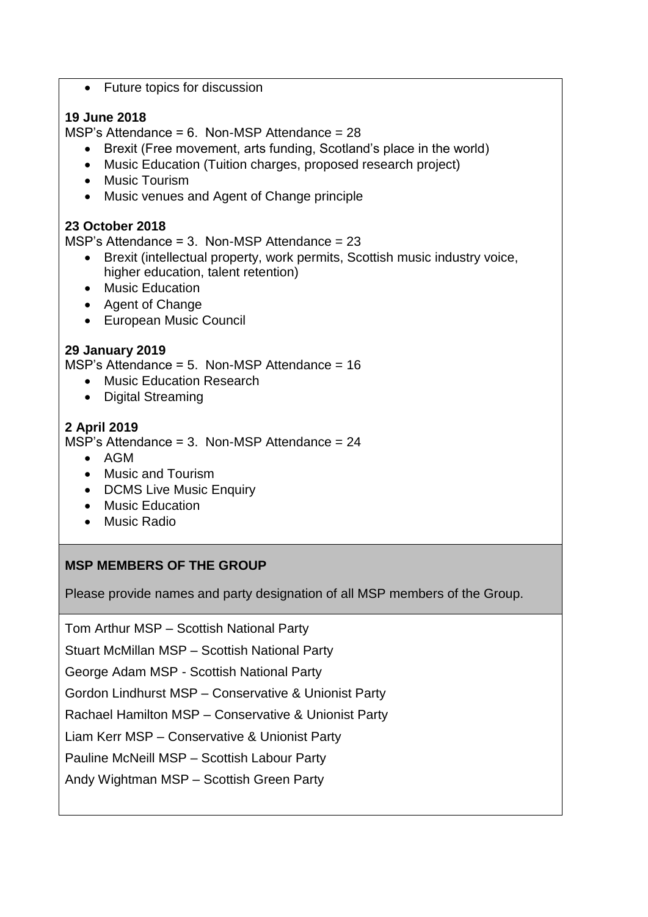- Future topics for discussion

**19 June 2018**

MSP's Attendance = 6. Non-MSP Attendance = 28

- Brexit (Free movement, arts funding, Scotland's place in the world)
- Music Education (Tuition charges, proposed research project)
- Music Tourism
- Music venues and Agent of Change principle

**23 October 2018**

MSP's Attendance = 3. Non-MSP Attendance = 23

- Brexit (intellectual property, work permits, Scottish music industry voice, higher education, talent retention)
- Music Education
- Agent of Change
- European Music Council

**29 January 2019**

MSP's Attendance = 5. Non-MSP Attendance = 16

- Music Education Research
- Digital Streaming

**2 April 2019**

MSP's Attendance = 3. Non-MSP Attendance = 24

- AGM
- Music and Tourism
- DCMS Live Music Enquiry
- Music Education
- Music Radio

**MSP MEMBERS OF THE GROUP**

Please provide names and party designation of all MSP members of the Group.

Tom Arthur MSP – Scottish National Party

Stuart McMillan MSP – Scottish National Party

George Adam MSP - Scottish National Party

Gordon Lindhurst MSP – Conservative & Unionist Party

Rachael Hamilton MSP – Conservative & Unionist Party

Liam Kerr MSP – Conservative & Unionist Party

Pauline McNeill MSP – Scottish Labour Party

Andy Wightman MSP – Scottish Green Party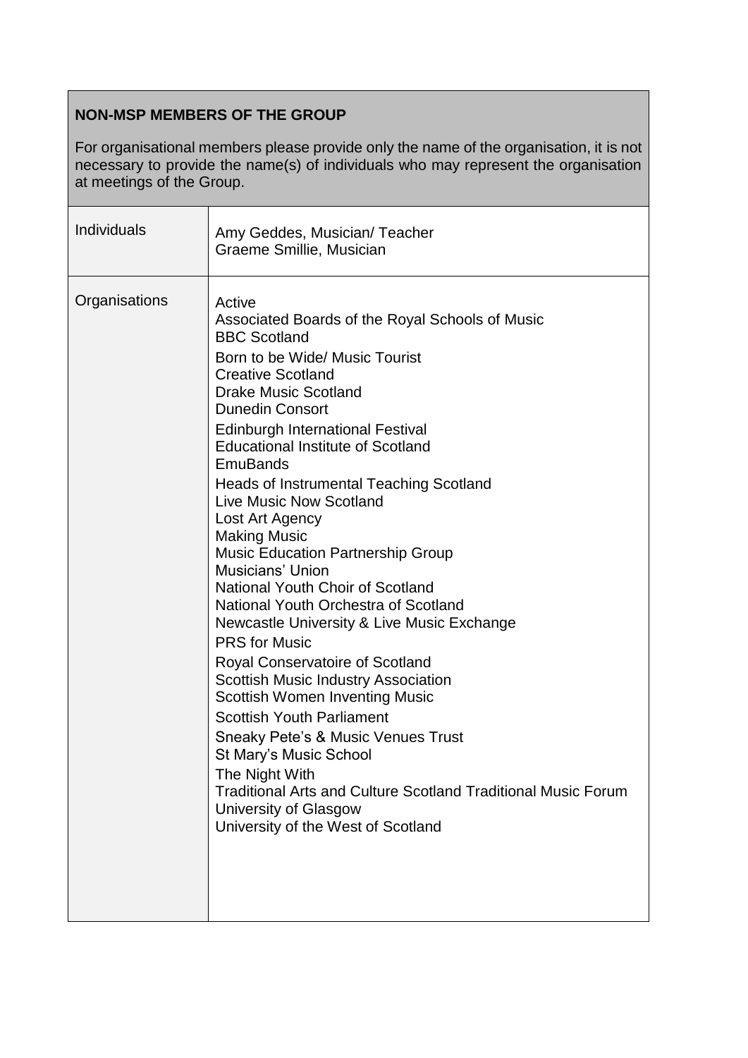## NON-MSP MEMBERS OF THE GROUP

For organisational members please provide only the name of the organisation, it is not necessary to provide the name(s) of individuals who may represent the organisation at meetings of the Group.

| | |
|---|---|
| Individuals | Amy Geddes, Musician/ Teacher<br>Graeme Smillie, Musician |
| Organisations | Active<br>Associated Boards of the Royal Schools of Music<br>BBC Scotland<br>Born to be Wide/ Music Tourist<br>Creative Scotland<br>Drake Music Scotland<br>Dunedin Consort<br>Edinburgh International Festival<br>Educational Institute of Scotland<br>EmuBands<br>Heads of Instrumental Teaching Scotland<br>Live Music Now Scotland<br>Lost Art Agency<br>Making Music<br>Music Education Partnership Group<br>Musicians' Union<br>National Youth Choir of Scotland<br>National Youth Orchestra of Scotland<br>Newcastle University & Live Music Exchange<br>PRS for Music<br>Royal Conservatoire of Scotland<br>Scottish Music Industry Association<br>Scottish Women Inventing Music<br>Scottish Youth Parliament<br>Sneaky Pete's & Music Venues Trust<br>St Mary's Music School<br>The Night With<br>Traditional Arts and Culture Scotland Traditional Music Forum<br>University of Glasgow<br>University of the West of Scotland |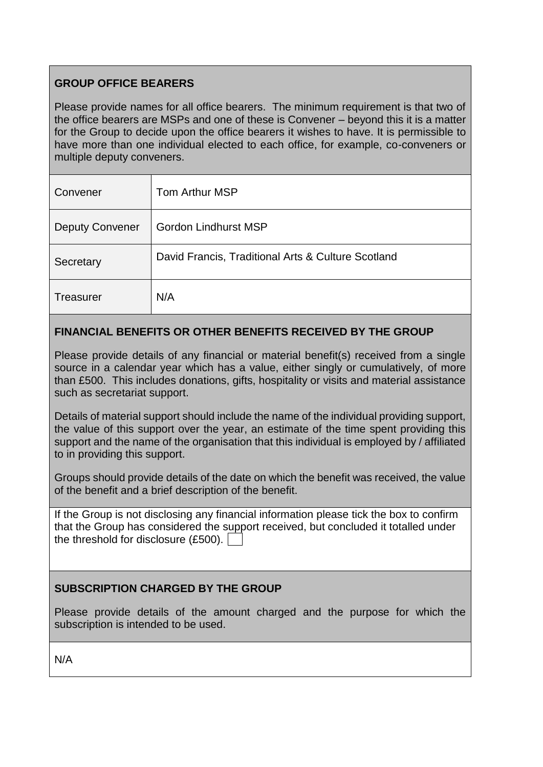## GROUP OFFICE BEARERS

Please provide names for all office bearers. The minimum requirement is that two of the office bearers are MSPs and one of these is Convener – beyond this it is a matter for the Group to decide upon the office bearers it wishes to have. It is permissible to have more than one individual elected to each office, for example, co-conveners or multiple deputy conveners.

| | |
|---|---|
| Convener | Tom Arthur MSP |
| Deputy Convener | Gordon Lindhurst MSP |
| Secretary | David Francis, Traditional Arts & Culture Scotland |
| Treasurer | N/A |

## FINANCIAL BENEFITS OR OTHER BENEFITS RECEIVED BY THE GROUP

Please provide details of any financial or material benefit(s) received from a single source in a calendar year which has a value, either singly or cumulatively, of more than £500. This includes donations, gifts, hospitality or visits and material assistance such as secretariat support.

Details of material support should include the name of the individual providing support, the value of this support over the year, an estimate of the time spent providing this support and the name of the organisation that this individual is employed by / affiliated to in providing this support.

Groups should provide details of the date on which the benefit was received, the value of the benefit and a brief description of the benefit.

If the Group is not disclosing any financial information please tick the box to confirm that the Group has considered the support received, but concluded it totalled under the threshold for disclosure (£500). ☐

## SUBSCRIPTION CHARGED BY THE GROUP

Please provide details of the amount charged and the purpose for which the subscription is intended to be used.

N/A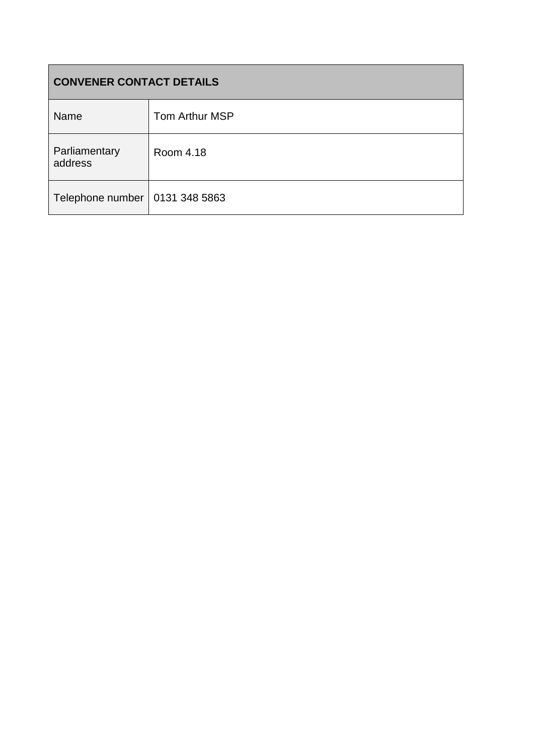| CONVENER CONTACT DETAILS | |
| --- | --- |
| Name | Tom Arthur MSP |
| Parliamentary address | Room 4.18 |
| Telephone number | 0131 348 5863 |